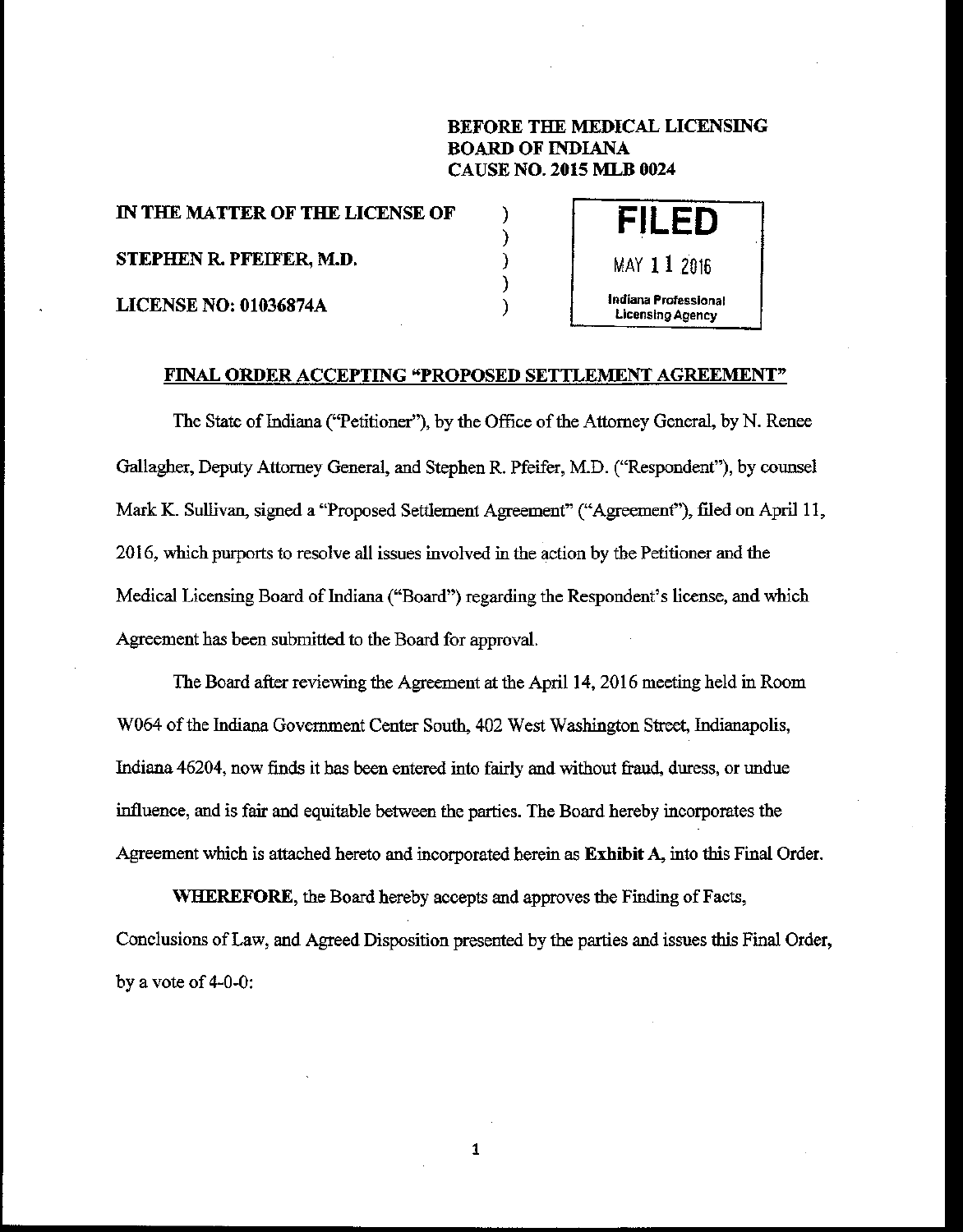**BEFORE THE MEDICAL LICENSING BOARD OF INDIANA**
**CAUSE NO. 2015 MLB 0024**

**IN THE MATTER OF THE LICENSE OF** )
)
**STEPHEN R. PFEIFER, M.D.** )
)
**LICENSE NO: 01036874A** )

**FILED**
MAY 11 2016
Indiana Professional Licensing Agency

## FINAL ORDER ACCEPTING "PROPOSED SETTLEMENT AGREEMENT"

The State of Indiana ("Petitioner"), by the Office of the Attorney General, by N. Renee Gallagher, Deputy Attorney General, and Stephen R. Pfeifer, M.D. ("Respondent"), by counsel Mark K. Sullivan, signed a "Proposed Settlement Agreement" ("Agreement"), filed on April 11, 2016, which purports to resolve all issues involved in the action by the Petitioner and the Medical Licensing Board of Indiana ("Board") regarding the Respondent's license, and which Agreement has been submitted to the Board for approval.

The Board after reviewing the Agreement at the April 14, 2016 meeting held in Room W064 of the Indiana Government Center South, 402 West Washington Street, Indianapolis, Indiana 46204, now finds it has been entered into fairly and without fraud, duress, or undue influence, and is fair and equitable between the parties. The Board hereby incorporates the Agreement which is attached hereto and incorporated herein as **Exhibit A**, into this Final Order.

**WHEREFORE**, the Board hereby accepts and approves the Finding of Facts, Conclusions of Law, and Agreed Disposition presented by the parties and issues this Final Order, by a vote of 4-0-0: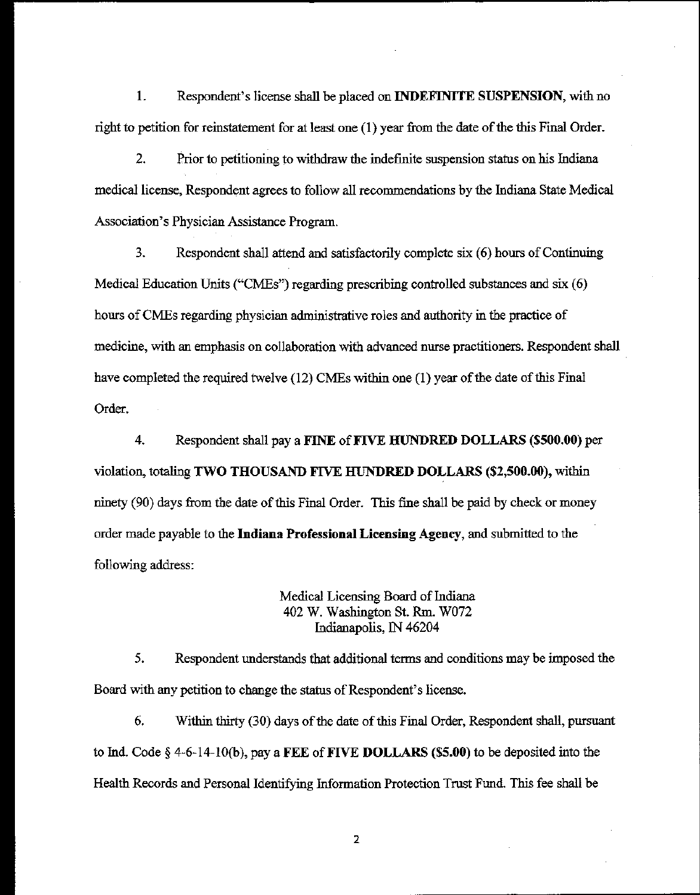1. Respondent's license shall be placed on **INDEFINITE SUSPENSION**, with no right to petition for reinstatement for at least one (1) year from the date of the this Final Order.

2. Prior to petitioning to withdraw the indefinite suspension status on his Indiana medical license, Respondent agrees to follow all recommendations by the Indiana State Medical Association's Physician Assistance Program.

3. Respondent shall attend and satisfactorily complete six (6) hours of Continuing Medical Education Units ("CMEs") regarding prescribing controlled substances and six (6) hours of CMEs regarding physician administrative roles and authority in the practice of medicine, with an emphasis on collaboration with advanced nurse practitioners. Respondent shall have completed the required twelve (12) CMEs within one (1) year of the date of this Final Order.

4. Respondent shall pay a **FINE** of **FIVE HUNDRED DOLLARS ($500.00)** per violation, totaling **TWO THOUSAND FIVE HUNDRED DOLLARS ($2,500.00)**, within ninety (90) days from the date of this Final Order. This fine shall be paid by check or money order made payable to the **Indiana Professional Licensing Agency**, and submitted to the following address:

Medical Licensing Board of Indiana
402 W. Washington St. Rm. W072
Indianapolis, IN 46204

5. Respondent understands that additional terms and conditions may be imposed the Board with any petition to change the status of Respondent's license.

6. Within thirty (30) days of the date of this Final Order, Respondent shall, pursuant to Ind. Code § 4-6-14-10(b), pay a **FEE** of **FIVE DOLLARS ($5.00)** to be deposited into the Health Records and Personal Identifying Information Protection Trust Fund. This fee shall be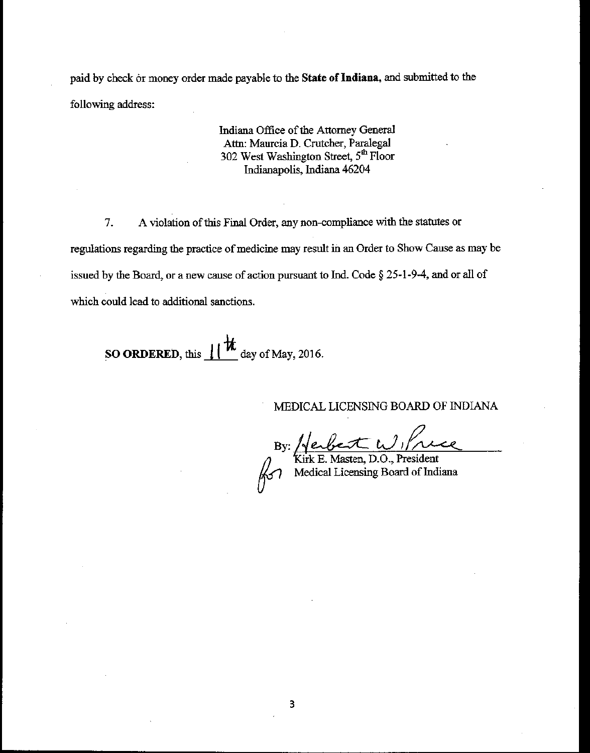paid by check or money order made payable to the **State of Indiana**, and submitted to the following address:

Indiana Office of the Attorney General
Attn: Maurcia D. Crutcher, Paralegal
302 West Washington Street, 5th Floor
Indianapolis, Indiana 46204

7. A violation of this Final Order, any non-compliance with the statutes or regulations regarding the practice of medicine may result in an Order to Show Cause as may be issued by the Board, or a new cause of action pursuant to Ind. Code § 25-1-9-4, and or all of which could lead to additional sanctions.

**SO ORDERED**, this 11th day of May, 2016.

MEDICAL LICENSING BOARD OF INDIANA

By: Herbert W. Price for
Kirk E. Masten, D.O., President
Medical Licensing Board of Indiana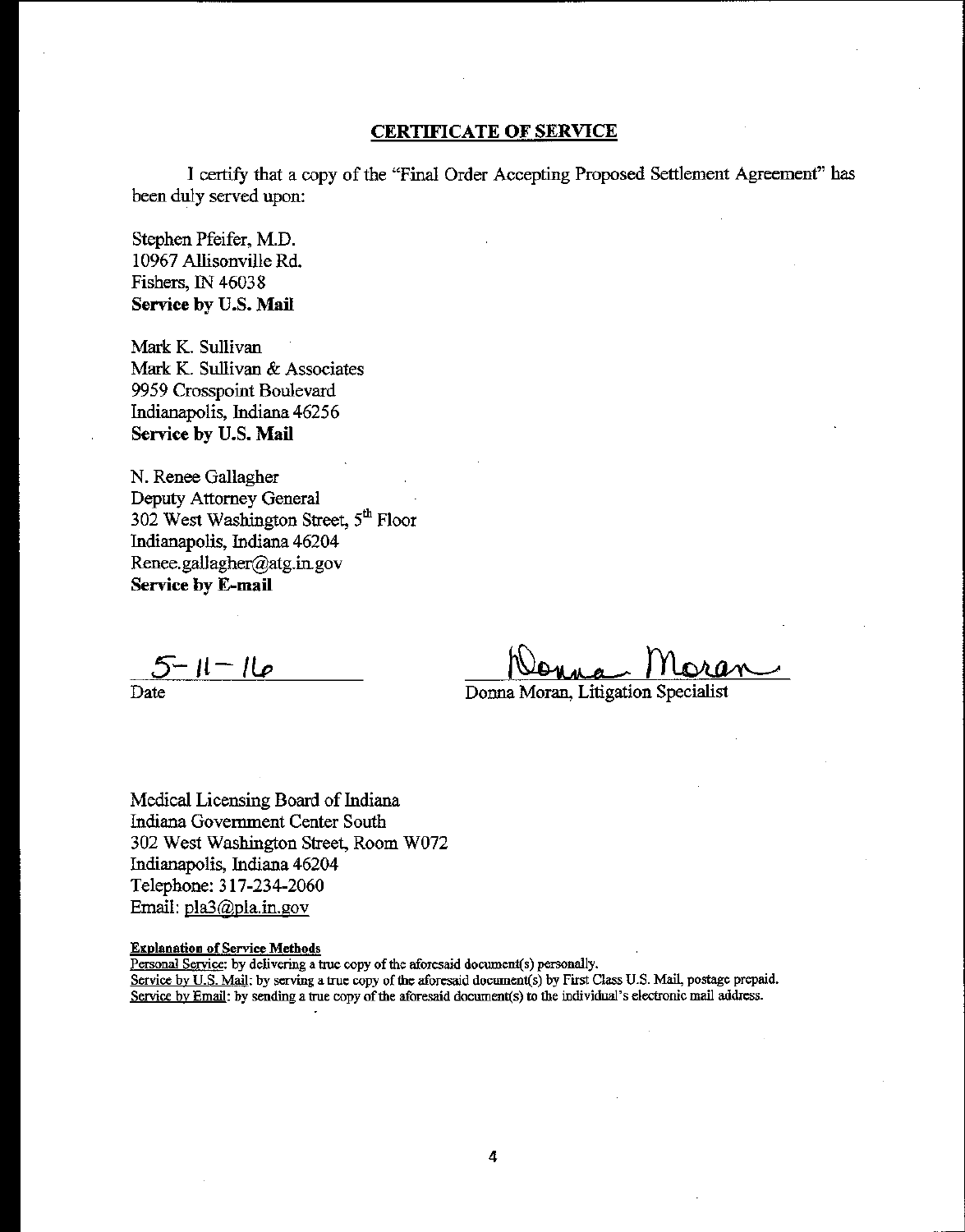## CERTIFICATE OF SERVICE

I certify that a copy of the "Final Order Accepting Proposed Settlement Agreement" has been duly served upon:

Stephen Pfeifer, M.D.
10967 Allisonville Rd.
Fishers, IN 46038
**Service by U.S. Mail**

Mark K. Sullivan
Mark K. Sullivan & Associates
9959 Crosspoint Boulevard
Indianapolis, Indiana 46256
**Service by U.S. Mail**

N. Renee Gallagher
Deputy Attorney General
302 West Washington Street, 5th Floor
Indianapolis, Indiana 46204
Renee.gallagher@atg.in.gov
**Service by E-mail**

5-11-16
Date

Donna Moran
Donna Moran, Litigation Specialist

Medical Licensing Board of Indiana
Indiana Government Center South
302 West Washington Street, Room W072
Indianapolis, Indiana 46204
Telephone: 317-234-2060
Email: pla3@pla.in.gov

**Explanation of Service Methods**

Personal Service: by delivering a true copy of the aforesaid document(s) personally.
Service by U.S. Mail: by serving a true copy of the aforesaid document(s) by First Class U.S. Mail, postage prepaid.
Service by Email: by sending a true copy of the aforesaid document(s) to the individual's electronic mail address.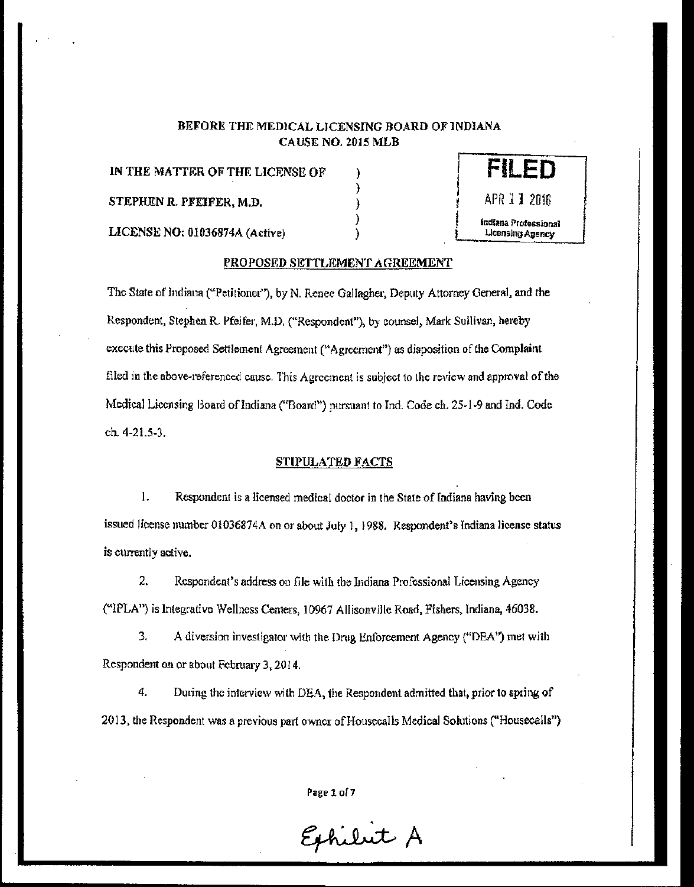**BEFORE THE MEDICAL LICENSING BOARD OF INDIANA**
**CAUSE NO. 2015 MLB**

IN THE MATTER OF THE LICENSE OF )
)
STEPHEN R. PFEIFER, M.D. )
)
LICENSE NO: 01036874A (Active) )

**FILED**
APR 11 2016
Indiana Professional Licensing Agency

## PROPOSED SETTLEMENT AGREEMENT

The State of Indiana ("Petitioner"), by N. Renee Gallagher, Deputy Attorney General, and the Respondent, Stephen R. Pfeifer, M.D. ("Respondent"), by counsel, Mark Sullivan, hereby execute this Proposed Settlement Agreement ("Agreement") as disposition of the Complaint filed in the above-referenced cause. This Agreement is subject to the review and approval of the Medical Licensing Board of Indiana ("Board") pursuant to Ind. Code ch. 25-1-9 and Ind. Code ch. 4-21.5-3.

## STIPULATED FACTS

1. Respondent is a licensed medical doctor in the State of Indiana having been issued license number 01036874A on or about July 1, 1988. Respondent's Indiana license status is currently active.

2. Respondent's address on file with the Indiana Professional Licensing Agency ("IPLA") is Integrative Wellness Centers, 10967 Allisonville Road, Fishers, Indiana, 46038.

3. A diversion investigator with the Drug Enforcement Agency ("DEA") met with Respondent on or about February 3, 2014.

4. During the interview with DEA, the Respondent admitted that, prior to spring of 2013, the Respondent was a previous part owner of Housecalls Medical Solutions ("Housecalls")

Exhibit A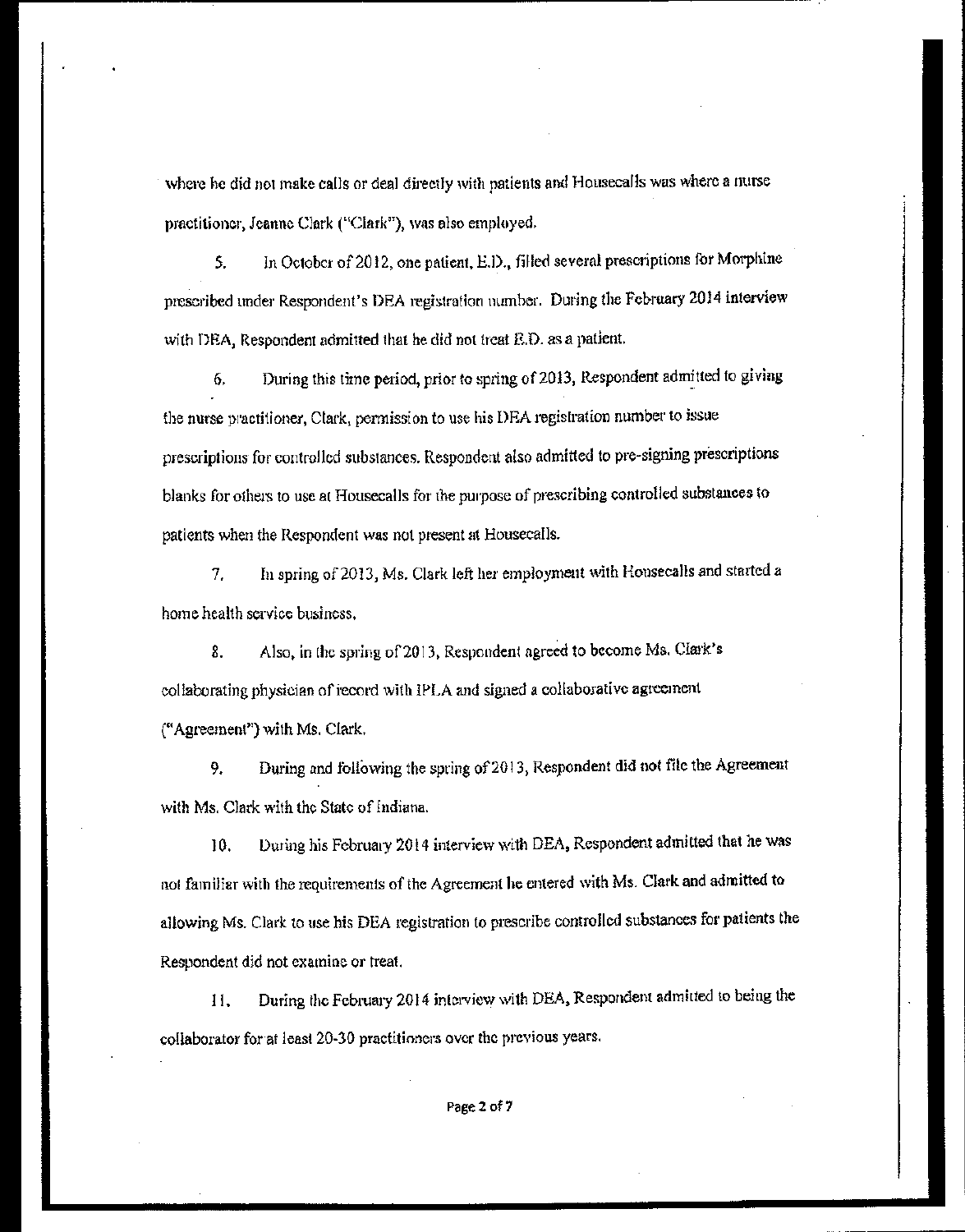where he did not make calls or deal directly with patients and Housecalls was where a nurse practitioner, Jeanne Clark ("Clark"), was also employed.

5. In October of 2012, one patient, E.D., filled several prescriptions for Morphine prescribed under Respondent's DEA registration number. During the February 2014 interview with DEA, Respondent admitted that he did not treat E.D. as a patient.

6. During this time period, prior to spring of 2013, Respondent admitted to giving the nurse practitioner, Clark, permission to use his DEA registration number to issue prescriptions for controlled substances. Respondent also admitted to pre-signing prescriptions blanks for others to use at Housecalls for the purpose of prescribing controlled substances to patients when the Respondent was not present at Housecalls.

7. In spring of 2013, Ms. Clark left her employment with Housecalls and started a home health service business.

8. Also, in the spring of 2013, Respondent agreed to become Ms. Clark's collaborating physician of record with IPLA and signed a collaborative agreement ("Agreement") with Ms. Clark.

9. During and following the spring of 2013, Respondent did not file the Agreement with Ms. Clark with the State of Indiana.

10. During his February 2014 interview with DEA, Respondent admitted that he was not familiar with the requirements of the Agreement he entered with Ms. Clark and admitted to allowing Ms. Clark to use his DEA registration to prescribe controlled substances for patients the Respondent did not examine or treat.

11. During the February 2014 interview with DEA, Respondent admitted to being the collaborator for at least 20-30 practitioners over the previous years.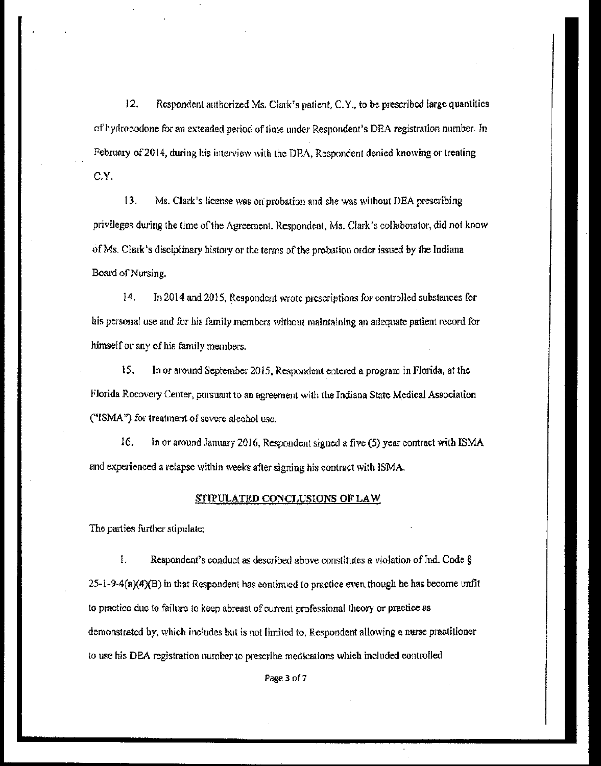12. Respondent authorized Ms. Clark's patient, C.Y., to be prescribed large quantities of hydrocodone for an extended period of time under Respondent's DEA registration number. In February of 2014, during his interview with the DEA, Respondent denied knowing or treating C.Y.

13. Ms. Clark's license was on probation and she was without DEA prescribing privileges during the time of the Agreement. Respondent, Ms. Clark's collaborator, did not know of Ms. Clark's disciplinary history or the terms of the probation order issued by the Indiana Board of Nursing.

14. In 2014 and 2015, Respondent wrote prescriptions for controlled substances for his personal use and for his family members without maintaining an adequate patient record for himself or any of his family members.

15. In or around September 2015, Respondent entered a program in Florida, at the Florida Recovery Center, pursuant to an agreement with the Indiana State Medical Association ("ISMA") for treatment of severe alcohol use.

16. In or around January 2016, Respondent signed a five (5) year contract with ISMA and experienced a relapse within weeks after signing his contract with ISMA.

## STIPULATED CONCLUSIONS OF LAW

The parties further stipulate:

1. Respondent's conduct as described above constitutes a violation of Ind. Code § 25-1-9-4(a)(4)(B) in that Respondent has continued to practice even though he has become unfit to practice due to failure to keep abreast of current professional theory or practice as demonstrated by, which includes but is not limited to, Respondent allowing a nurse practitioner to use his DEA registration number to prescribe medications which included controlled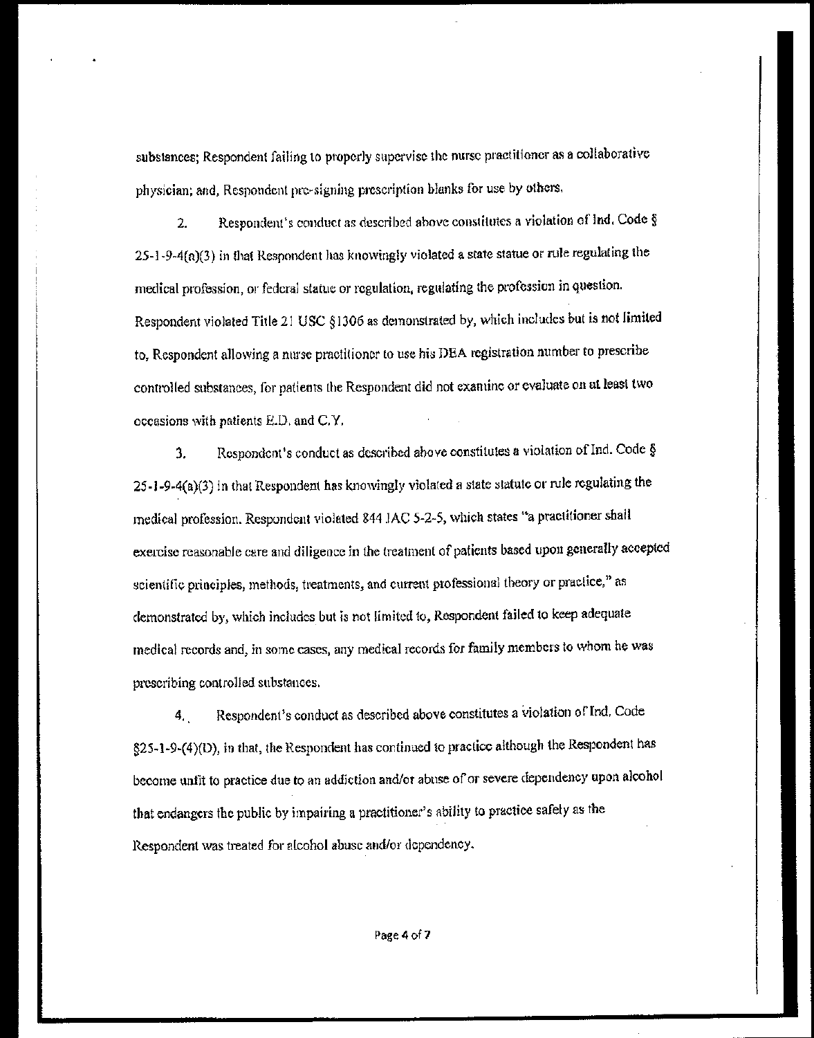substances; Respondent failing to properly supervise the nurse practitioner as a collaborative physician; and, Respondent pre-signing prescription blanks for use by others.

2. Respondent's conduct as described above constitutes a violation of Ind. Code § 25-1-9-4(a)(3) in that Respondent has knowingly violated a state statue or rule regulating the medical profession, or federal statue or regulation, regulating the profession in question. Respondent violated Title 21 USC §1306 as demonstrated by, which includes but is not limited to, Respondent allowing a nurse practitioner to use his DEA registration number to prescribe controlled substances, for patients the Respondent did not examine or evaluate on at least two occasions with patients E.D. and C.Y.

3. Respondent's conduct as described above constitutes a violation of Ind. Code § 25-1-9-4(a)(3) in that Respondent has knowingly violated a state statute or rule regulating the medical profession. Respondent violated 844 IAC 5-2-5, which states "a practitioner shall exercise reasonable care and diligence in the treatment of patients based upon generally accepted scientific principles, methods, treatments, and current professional theory or practice," as demonstrated by, which includes but is not limited to, Respondent failed to keep adequate medical records and, in some cases, any medical records for family members to whom he was prescribing controlled substances.

4. Respondent's conduct as described above constitutes a violation of Ind. Code §25-1-9-(4)(D), in that, the Respondent has continued to practice although the Respondent has become unfit to practice due to an addiction and/or abuse of or severe dependency upon alcohol that endangers the public by impairing a practitioner's ability to practice safely as the Respondent was treated for alcohol abuse and/or dependency.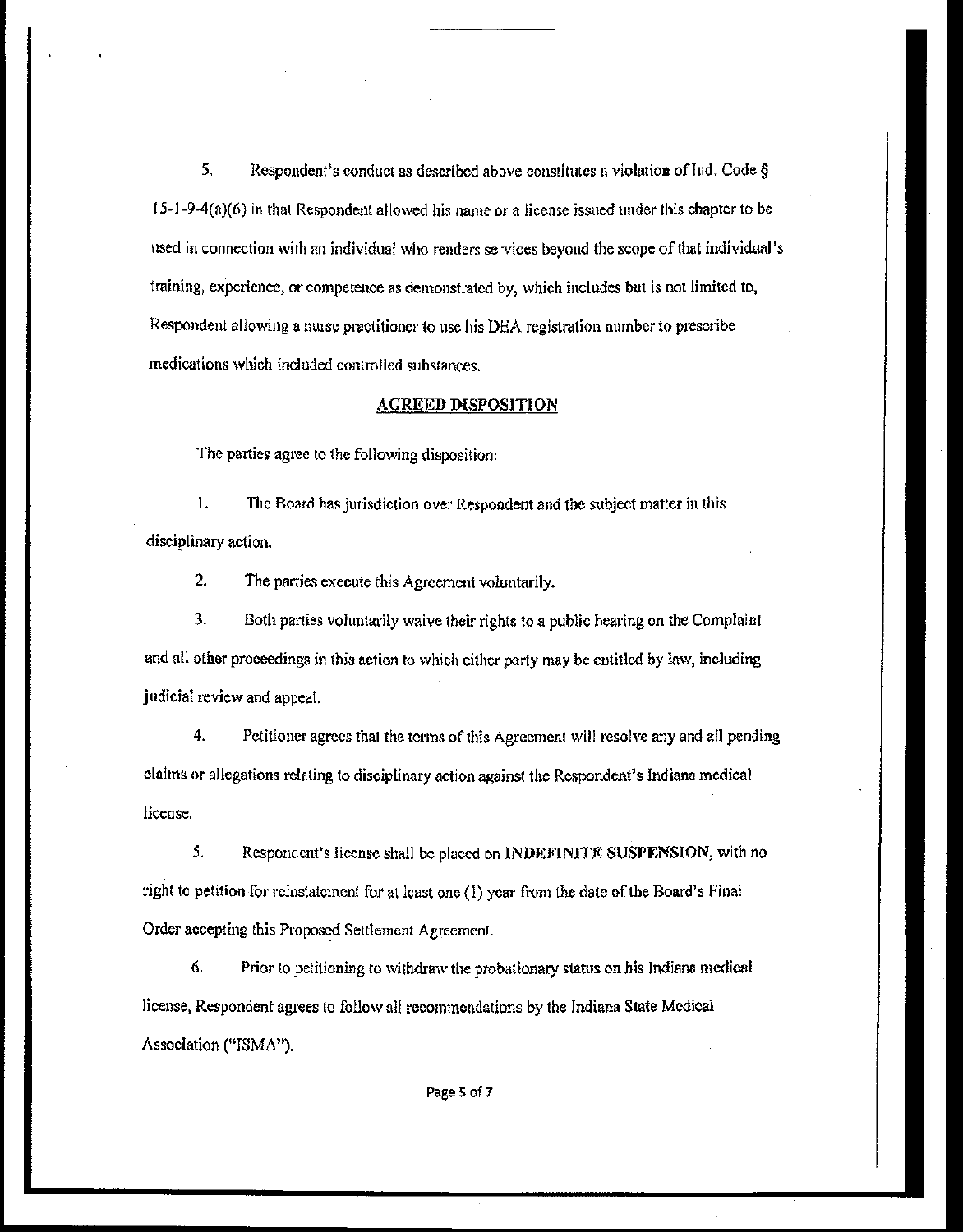5. Respondent's conduct as described above constitutes a violation of Ind. Code § 15-1-9-4(a)(6) in that Respondent allowed his name or a license issued under this chapter to be used in connection with an individual who renders services beyond the scope of that individual's training, experience, or competence as demonstrated by, which includes but is not limited to, Respondent allowing a nurse practitioner to use his DEA registration number to prescribe medications which included controlled substances.

## AGREED DISPOSITION

The parties agree to the following disposition:

1. The Board has jurisdiction over Respondent and the subject matter in this disciplinary action.

2. The parties execute this Agreement voluntarily.

3. Both parties voluntarily waive their rights to a public hearing on the Complaint and all other proceedings in this action to which either party may be entitled by law, including judicial review and appeal.

4. Petitioner agrees that the terms of this Agreement will resolve any and all pending claims or allegations relating to disciplinary action against the Respondent's Indiana medical license.

5. Respondent's license shall be placed on **INDEFINITE SUSPENSION**, with no right to petition for reinstatement for at least one (1) year from the date of the Board's Final Order accepting this Proposed Settlement Agreement.

6. Prior to petitioning to withdraw the probationary status on his Indiana medical license, Respondent agrees to follow all recommendations by the Indiana State Medical Association ("ISMA").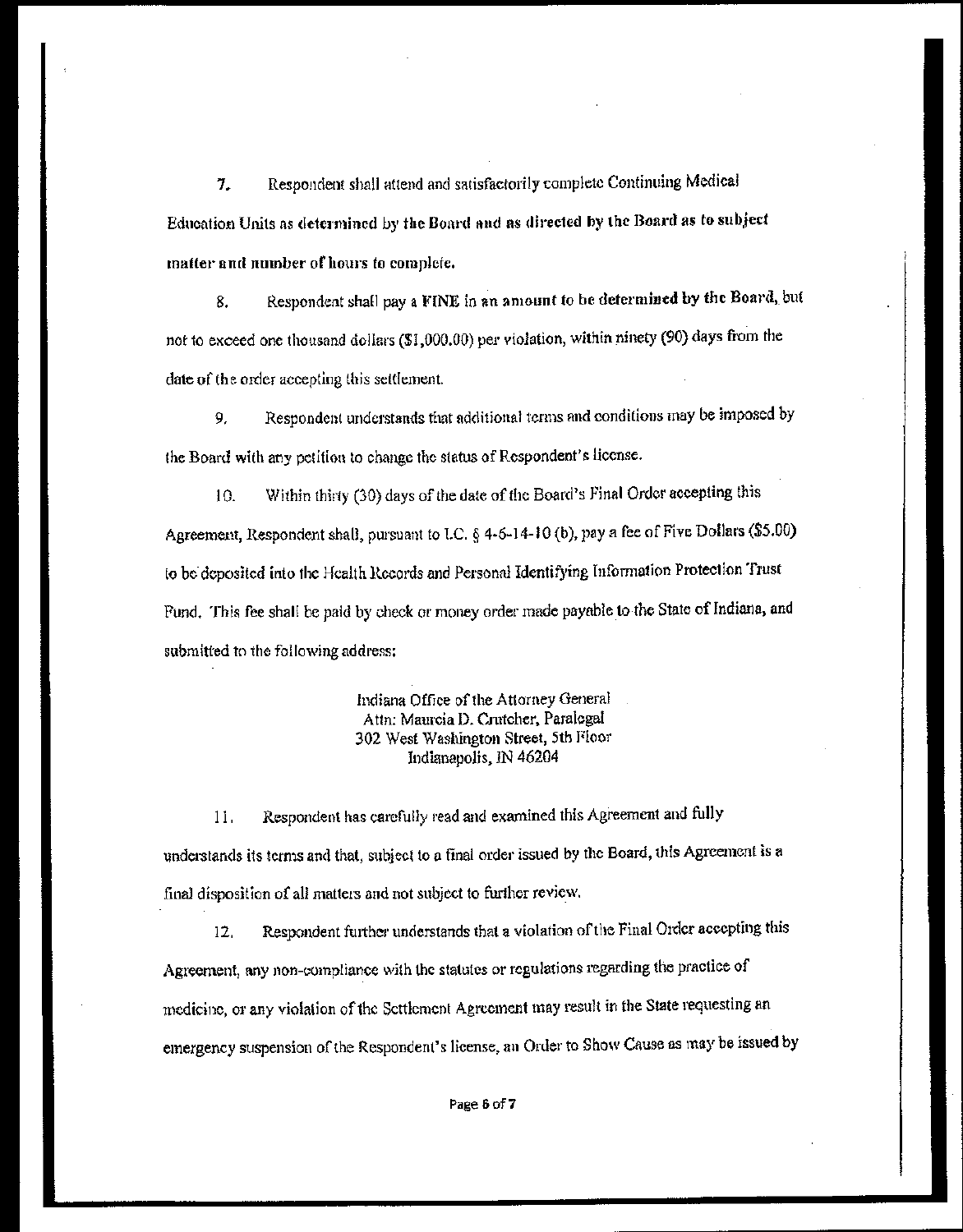7. Respondent shall attend and satisfactorily complete Continuing Medical Education Units as determined by the Board and as directed by the Board as to subject matter and number of hours to complete.

8. Respondent shall pay a FINE in an amount to be determined by the Board, but not to exceed one thousand dollars ($1,000.00) per violation, within ninety (90) days from the date of the order accepting this settlement.

9. Respondent understands that additional terms and conditions may be imposed by the Board with any petition to change the status of Respondent's license.

10. Within thirty (30) days of the date of the Board's Final Order accepting this Agreement, Respondent shall, pursuant to I.C. § 4-6-14-10 (b), pay a fee of Five Dollars ($5.00) to be deposited into the Health Records and Personal Identifying Information Protection Trust Fund. This fee shall be paid by check or money order made payable to the State of Indiana, and submitted to the following address:

Indiana Office of the Attorney General
Attn: Maurcia D. Crutcher, Paralegal
302 West Washington Street, 5th Floor
Indianapolis, IN 46204

11. Respondent has carefully read and examined this Agreement and fully understands its terms and that, subject to a final order issued by the Board, this Agreement is a final disposition of all matters and not subject to further review.

12. Respondent further understands that a violation of the Final Order accepting this Agreement, any non-compliance with the statutes or regulations regarding the practice of medicine, or any violation of the Settlement Agreement may result in the State requesting an emergency suspension of the Respondent's license, an Order to Show Cause as may be issued by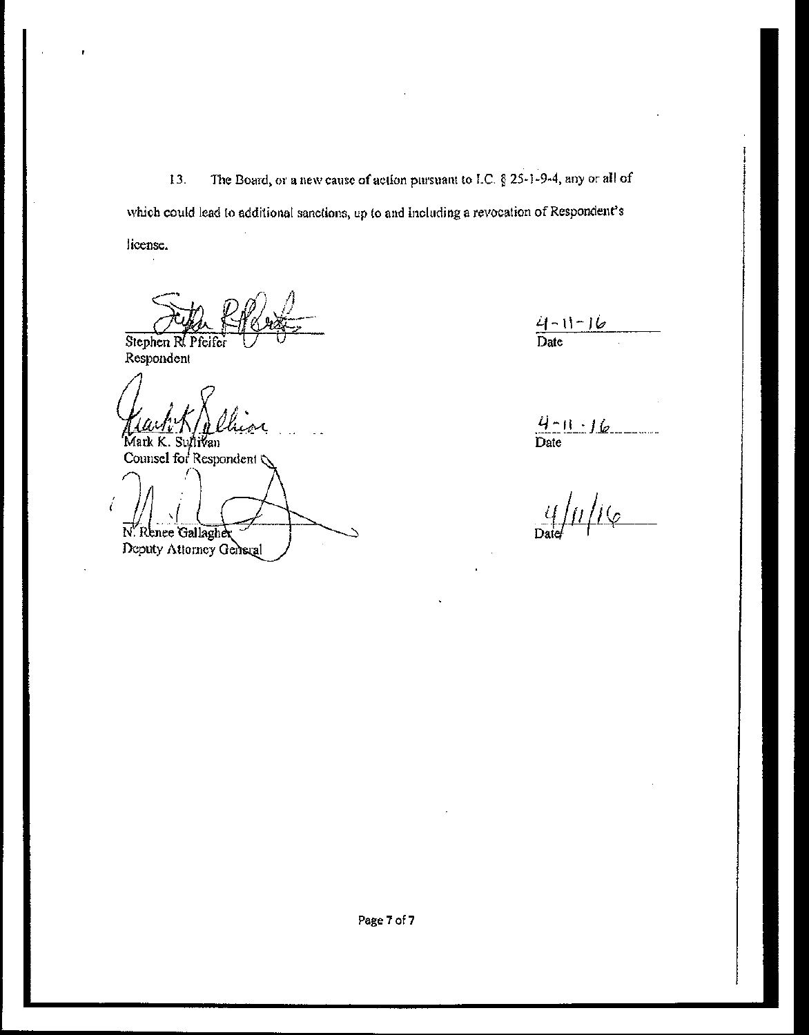13. The Board, or a new cause of action pursuant to I.C. § 25-1-9-4, any or all of which could lead to additional sanctions, up to and including a revocation of Respondent's license.

Stephen R. Pfeifer
Respondent

4-11-16
Date

Mark K. Sullivan
Counsel for Respondent

4-11-16
Date

N. Renee Gallagher
Deputy Attorney General

4/11/16
Date